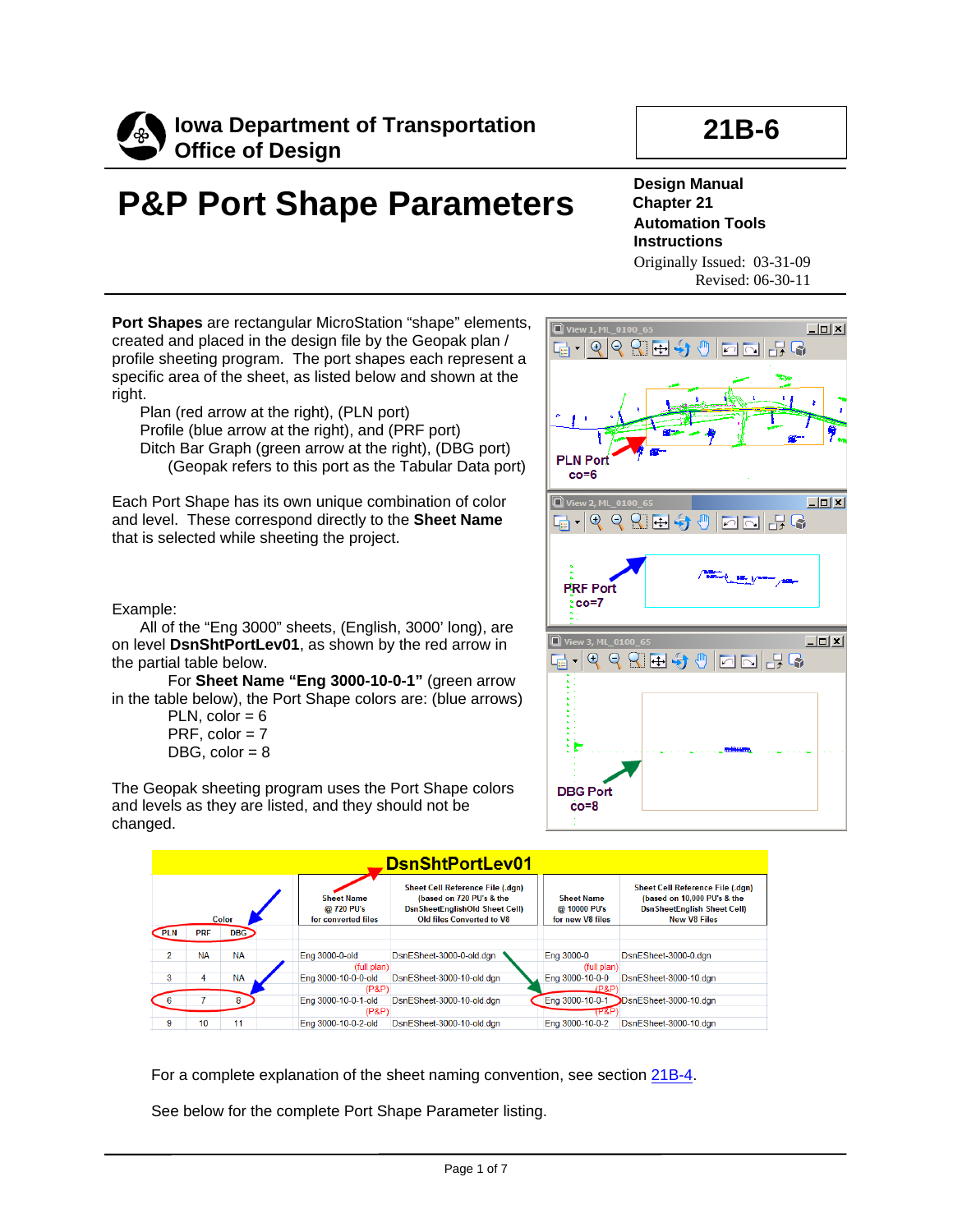# Iowa Department of Transportation
## Office of Design

**21B-6**

# P&P Port Shape Parameters

**Design Manual**
**Chapter 21**
**Automation Tools**
**Instructions**

Originally Issued: 03-31-09
Revised: 06-30-11

**Port Shapes** are rectangular MicroStation "shape" elements, created and placed in the design file by the Geopak plan / profile sheeting program. The port shapes each represent a specific area of the sheet, as listed below and shown at the right.

Plan (red arrow at the right), (PLN port)
Profile (blue arrow at the right), and (PRF port)
Ditch Bar Graph (green arrow at the right), (DBG port)
(Geopak refers to this port as the Tabular Data port)

Each Port Shape has its own unique combination of color and level. These correspond directly to the **Sheet Name** that is selected while sheeting the project.

Example:
All of the "Eng 3000" sheets, (English, 3000' long), are on level **DsnShtPortLev01**, as shown by the red arrow in the partial table below.
For **Sheet Name "Eng 3000-10-0-1"** (green arrow in the table below), the Port Shape colors are: (blue arrows)
PLN, color = 6
PRF, color = 7
DBG, color = 8

The Geopak sheeting program uses the Port Shape colors and levels as they are listed, and they should not be changed.

PLN Port co=6

PRF Port co=7

DBG Port co=8

**DsnShtPortLev01**

| Color PLN | PRF | DBG | Sheet Name @ 720 PU's for converted files | Sheet Cell Reference File (.dgn) (based on 720 PU's & the DsnSheetEnglishOld Sheet Cell) Old files Converted to V8 | Sheet Name @ 10000 PU's for new V8 files | Sheet Cell Reference File (.dgn) (based on 10,000 PU's & the DsnSheetEnglish Sheet Cell) New V8 Files |
|---|---|---|---|---|---|---|
| 2 | NA | NA | Eng 3000-0-old (full plan) | DsnESheet-3000-0-old.dgn | Eng 3000-0 (full plan) | DsnESheet-3000-0.dgn |
| 3 | 4 | NA | Eng 3000-10-0-0-old (P&P) | DsnESheet-3000-10-old.dgn | Eng 3000-10-0-0 (P&P) | DsnESheet-3000-10.dgn |
| 6 | 7 | 8 | Eng 3000-10-0-1-old (P&P) | DsnESheet-3000-10-old.dgn | Eng 3000-10-0-1 (P&P) | DsnESheet-3000-10.dgn |
| 9 | 10 | 11 | Eng 3000-10-0-2-old | DsnESheet-3000-10-old.dgn | Eng 3000-10-0-2 | DsnESheet-3000-10.dgn |

For a complete explanation of the sheet naming convention, see section 21B-4.

See below for the complete Port Shape Parameter listing.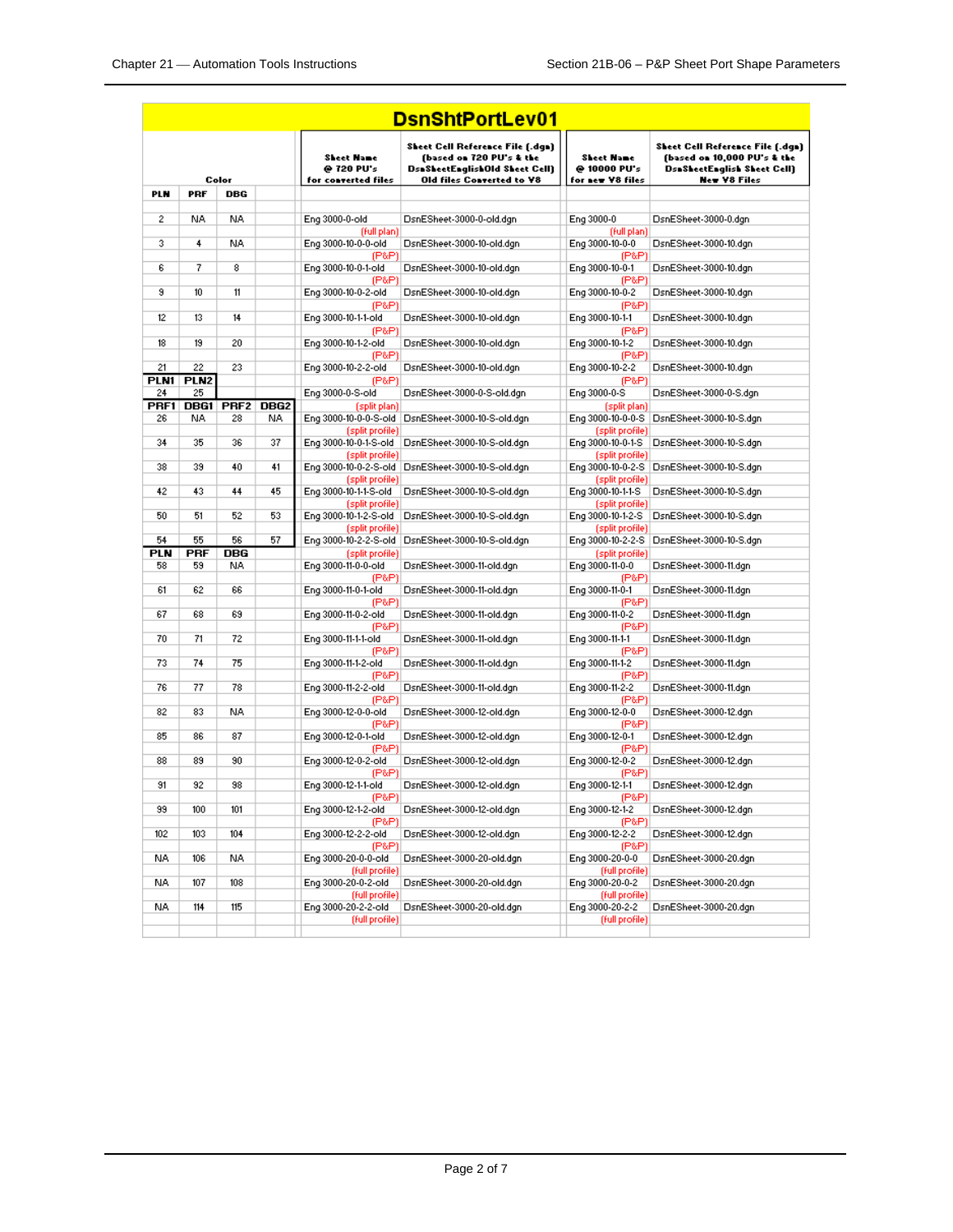# DsnShtPortLev01

| Color | | | | Sheet Name @ 720 PU's for converted files | Sheet Cell Reference File (.dgn) (based on 720 PU's & the DsnSheetEnglishOld Sheet Cell) Old files Converted to V8 | Sheet Name @ 10000 PU's for new V8 files | Sheet Cell Reference File (.dgn) (based on 10,000 PU's & the DsnSheetEnglish Sheet Cell) New V8 Files |
|---|---|---|---|---|---|---|---|
| PLN | PRF | DBG | | | | | |
| 2 | NA | NA | | Eng 3000-0-old (full plan) | DsnESheet-3000-0-old.dgn | Eng 3000-0 (full plan) | DsnESheet-3000-0.dgn |
| 3 | 4 | NA | | Eng 3000-10-0-0-old (P&P) | DsnESheet-3000-10-old.dgn | Eng 3000-10-0-0 (P&P) | DsnESheet-3000-10.dgn |
| 6 | 7 | 8 | | Eng 3000-10-0-1-old (P&P) | DsnESheet-3000-10-old.dgn | Eng 3000-10-0-1 (P&P) | DsnESheet-3000-10.dgn |
| 9 | 10 | 11 | | Eng 3000-10-0-2-old (P&P) | DsnESheet-3000-10-old.dgn | Eng 3000-10-0-2 (P&P) | DsnESheet-3000-10.dgn |
| 12 | 13 | 14 | | Eng 3000-10-1-1-old (P&P) | DsnESheet-3000-10-old.dgn | Eng 3000-10-1-1 (P&P) | DsnESheet-3000-10.dgn |
| 18 | 19 | 20 | | Eng 3000-10-1-2-old (P&P) | DsnESheet-3000-10-old.dgn | Eng 3000-10-1-2 (P&P) | DsnESheet-3000-10.dgn |
| 21 | 22 | 23 | | Eng 3000-10-2-2-old (P&P) | DsnESheet-3000-10-old.dgn | Eng 3000-10-2-2 (P&P) | DsnESheet-3000-10.dgn |
| PLN1 | PLN2 | | | | | | |
| 24 | 25 | | | Eng 3000-0-S-old (split plan) | DsnESheet-3000-0-S-old.dgn | Eng 3000-0-S (split plan) | DsnESheet-3000-0-S.dgn |
| PRF1 | DBG1 | PRF2 | DBG2 | | | | |
| 26 | NA | 28 | NA | Eng 3000-10-0-0-S-old (split profile) | DsnESheet-3000-10-S-old.dgn | Eng 3000-10-0-0-S (split profile) | DsnESheet-3000-10-S.dgn |
| 34 | 35 | 36 | 37 | Eng 3000-10-0-1-S-old (split profile) | DsnESheet-3000-10-S-old.dgn | Eng 3000-10-0-1-S (split profile) | DsnESheet-3000-10-S.dgn |
| 38 | 39 | 40 | 41 | Eng 3000-10-0-2-S-old (split profile) | DsnESheet-3000-10-S-old.dgn | Eng 3000-10-0-2-S (split profile) | DsnESheet-3000-10-S.dgn |
| 42 | 43 | 44 | 45 | Eng 3000-10-1-1-S-old (split profile) | DsnESheet-3000-10-S-old.dgn | Eng 3000-10-1-1-S (split profile) | DsnESheet-3000-10-S.dgn |
| 50 | 51 | 52 | 53 | Eng 3000-10-1-2-S-old (split profile) | DsnESheet-3000-10-S-old.dgn | Eng 3000-10-1-2-S (split profile) | DsnESheet-3000-10-S.dgn |
| 54 | 55 | 56 | 57 | Eng 3000-10-2-2-S-old (split profile) | DsnESheet-3000-10-S-old.dgn | Eng 3000-10-2-2-S (split profile) | DsnESheet-3000-10-S.dgn |
| PLN | PRF | DBG | | | | | |
| 58 | 59 | NA | | Eng 3000-11-0-0-old (P&P) | DsnESheet-3000-11-old.dgn | Eng 3000-11-0-0 (P&P) | DsnESheet-3000-11.dgn |
| 61 | 62 | 66 | | Eng 3000-11-0-1-old (P&P) | DsnESheet-3000-11-old.dgn | Eng 3000-11-0-1 (P&P) | DsnESheet-3000-11.dgn |
| 67 | 68 | 69 | | Eng 3000-11-0-2-old (P&P) | DsnESheet-3000-11-old.dgn | Eng 3000-11-0-2 (P&P) | DsnESheet-3000-11.dgn |
| 70 | 71 | 72 | | Eng 3000-11-1-1-old (P&P) | DsnESheet-3000-11-old.dgn | Eng 3000-11-1-1 (P&P) | DsnESheet-3000-11.dgn |
| 73 | 74 | 75 | | Eng 3000-11-1-2-old (P&P) | DsnESheet-3000-11-old.dgn | Eng 3000-11-1-2 (P&P) | DsnESheet-3000-11.dgn |
| 76 | 77 | 78 | | Eng 3000-11-2-2-old (P&P) | DsnESheet-3000-11-old.dgn | Eng 3000-11-2-2 (P&P) | DsnESheet-3000-11.dgn |
| 82 | 83 | NA | | Eng 3000-12-0-0-old (P&P) | DsnESheet-3000-12-old.dgn | Eng 3000-12-0-0 (P&P) | DsnESheet-3000-12.dgn |
| 85 | 86 | 87 | | Eng 3000-12-0-1-old (P&P) | DsnESheet-3000-12-old.dgn | Eng 3000-12-0-1 (P&P) | DsnESheet-3000-12.dgn |
| 88 | 89 | 90 | | Eng 3000-12-0-2-old (P&P) | DsnESheet-3000-12-old.dgn | Eng 3000-12-0-2 (P&P) | DsnESheet-3000-12.dgn |
| 91 | 92 | 98 | | Eng 3000-12-1-1-old (P&P) | DsnESheet-3000-12-old.dgn | Eng 3000-12-1-1 (P&P) | DsnESheet-3000-12.dgn |
| 99 | 100 | 101 | | Eng 3000-12-1-2-old (P&P) | DsnESheet-3000-12-old.dgn | Eng 3000-12-1-2 (P&P) | DsnESheet-3000-12.dgn |
| 102 | 103 | 104 | | Eng 3000-12-2-2-old (P&P) | DsnESheet-3000-12-old.dgn | Eng 3000-12-2-2 (P&P) | DsnESheet-3000-12.dgn |
| NA | 106 | NA | | Eng 3000-20-0-0-old (full profile) | DsnESheet-3000-20-old.dgn | Eng 3000-20-0-0 (full profile) | DsnESheet-3000-20.dgn |
| NA | 107 | 108 | | Eng 3000-20-0-2-old (full profile) | DsnESheet-3000-20-old.dgn | Eng 3000-20-0-2 (full profile) | DsnESheet-3000-20.dgn |
| NA | 114 | 115 | | Eng 3000-20-2-2-old (full profile) | DsnESheet-3000-20-old.dgn | Eng 3000-20-2-2 (full profile) | DsnESheet-3000-20.dgn |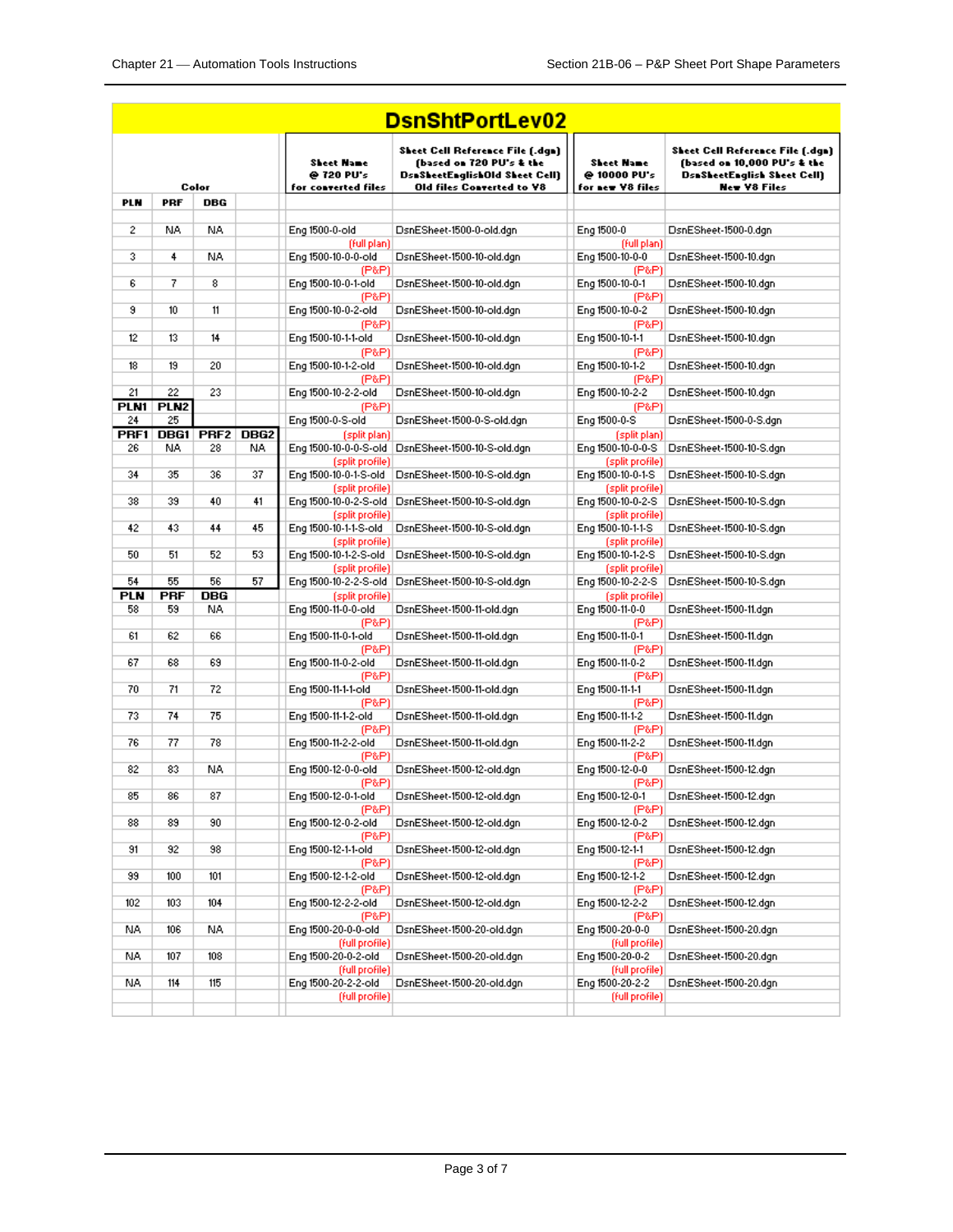| DsnShtPortLev02 | | | | | | | |
|---|---|---|---|---|---|---|---|
| Color | | | | **Sheet Name @ 720 PU's for converted files** | **Sheet Cell Reference File (.dgn) (based on 720 PU's & the DsnSheetEnglishOld Sheet Cell) Old files Converted to V8** | **Sheet Name @ 10000 PU's for new V8 files** | **Sheet Cell Reference File (.dgn) (based on 10,000 PU's & the DsnSheetEnglish Sheet Cell) New V8 Files** |
| **PLN** | **PRF** | **DBG** | | | | | |
| 2 | NA | NA | | Eng 1500-0-old (full plan) | DsnESheet-1500-0-old.dgn | Eng 1500-0 (full plan) | DsnESheet-1500-0.dgn |
| 3 | 4 | NA | | Eng 1500-10-0-0-old (P&P) | DsnESheet-1500-10-old.dgn | Eng 1500-10-0-0 (P&P) | DsnESheet-1500-10.dgn |
| 6 | 7 | 8 | | Eng 1500-10-0-1-old (P&P) | DsnESheet-1500-10-old.dgn | Eng 1500-10-0-1 (P&P) | DsnESheet-1500-10.dgn |
| 9 | 10 | 11 | | Eng 1500-10-0-2-old (P&P) | DsnESheet-1500-10-old.dgn | Eng 1500-10-0-2 (P&P) | DsnESheet-1500-10.dgn |
| 12 | 13 | 14 | | Eng 1500-10-1-1-old (P&P) | DsnESheet-1500-10-old.dgn | Eng 1500-10-1-1 (P&P) | DsnESheet-1500-10.dgn |
| 18 | 19 | 20 | | Eng 1500-10-1-2-old (P&P) | DsnESheet-1500-10-old.dgn | Eng 1500-10-1-2 (P&P) | DsnESheet-1500-10.dgn |
| 21 | 22 | 23 | | Eng 1500-10-2-2-old (P&P) | DsnESheet-1500-10-old.dgn | Eng 1500-10-2-2 (P&P) | DsnESheet-1500-10.dgn |
| **PLN1** | **PLN2** | | | | | | |
| 24 | 25 | | | Eng 1500-0-S-old (split plan) | DsnESheet-1500-0-S-old.dgn | Eng 1500-0-S (split plan) | DsnESheet-1500-0-S.dgn |
| **PRF1** | **DBG1** | **PRF2** | **DBG2** | | | | |
| 26 | NA | 28 | NA | Eng 1500-10-0-0-S-old (split profile) | DsnESheet-1500-10-S-old.dgn | Eng 1500-10-0-0-S (split profile) | DsnESheet-1500-10-S.dgn |
| 34 | 35 | 36 | 37 | Eng 1500-10-0-1-S-old (split profile) | DsnESheet-1500-10-S-old.dgn | Eng 1500-10-0-1-S (split profile) | DsnESheet-1500-10-S.dgn |
| 38 | 39 | 40 | 41 | Eng 1500-10-0-2-S-old (split profile) | DsnESheet-1500-10-S-old.dgn | Eng 1500-10-0-2-S (split profile) | DsnESheet-1500-10-S.dgn |
| 42 | 43 | 44 | 45 | Eng 1500-10-1-1-S-old (split profile) | DsnESheet-1500-10-S-old.dgn | Eng 1500-10-1-1-S (split profile) | DsnESheet-1500-10-S.dgn |
| 50 | 51 | 52 | 53 | Eng 1500-10-1-2-S-old (split profile) | DsnESheet-1500-10-S-old.dgn | Eng 1500-10-1-2-S (split profile) | DsnESheet-1500-10-S.dgn |
| 54 | 55 | 56 | 57 | Eng 1500-10-2-2-S-old (split profile) | DsnESheet-1500-10-S-old.dgn | Eng 1500-10-2-2-S (split profile) | DsnESheet-1500-10-S.dgn |
| **PLN** | **PRF** | **DBG** | | | | | |
| 58 | 59 | NA | | Eng 1500-11-0-0-old (P&P) | DsnESheet-1500-11-old.dgn | Eng 1500-11-0-0 (P&P) | DsnESheet-1500-11.dgn |
| 61 | 62 | 66 | | Eng 1500-11-0-1-old (P&P) | DsnESheet-1500-11-old.dgn | Eng 1500-11-0-1 (P&P) | DsnESheet-1500-11.dgn |
| 67 | 68 | 69 | | Eng 1500-11-0-2-old (P&P) | DsnESheet-1500-11-old.dgn | Eng 1500-11-0-2 (P&P) | DsnESheet-1500-11.dgn |
| 70 | 71 | 72 | | Eng 1500-11-1-1-old (P&P) | DsnESheet-1500-11-old.dgn | Eng 1500-11-1-1 (P&P) | DsnESheet-1500-11.dgn |
| 73 | 74 | 75 | | Eng 1500-11-1-2-old (P&P) | DsnESheet-1500-11-old.dgn | Eng 1500-11-1-2 (P&P) | DsnESheet-1500-11.dgn |
| 76 | 77 | 78 | | Eng 1500-11-2-2-old (P&P) | DsnESheet-1500-11-old.dgn | Eng 1500-11-2-2 (P&P) | DsnESheet-1500-11.dgn |
| 82 | 83 | NA | | Eng 1500-12-0-0-old (P&P) | DsnESheet-1500-12-old.dgn | Eng 1500-12-0-0 (P&P) | DsnESheet-1500-12.dgn |
| 85 | 86 | 87 | | Eng 1500-12-0-1-old (P&P) | DsnESheet-1500-12-old.dgn | Eng 1500-12-0-1 (P&P) | DsnESheet-1500-12.dgn |
| 88 | 89 | 90 | | Eng 1500-12-0-2-old (P&P) | DsnESheet-1500-12-old.dgn | Eng 1500-12-0-2 (P&P) | DsnESheet-1500-12.dgn |
| 91 | 92 | 98 | | Eng 1500-12-1-1-old (P&P) | DsnESheet-1500-12-old.dgn | Eng 1500-12-1-1 (P&P) | DsnESheet-1500-12.dgn |
| 99 | 100 | 101 | | Eng 1500-12-1-2-old (P&P) | DsnESheet-1500-12-old.dgn | Eng 1500-12-1-2 (P&P) | DsnESheet-1500-12.dgn |
| 102 | 103 | 104 | | Eng 1500-12-2-2-old (P&P) | DsnESheet-1500-12-old.dgn | Eng 1500-12-2-2 (P&P) | DsnESheet-1500-12.dgn |
| NA | 106 | NA | | Eng 1500-20-0-0-old (full profile) | DsnESheet-1500-20-old.dgn | Eng 1500-20-0-0 (full profile) | DsnESheet-1500-20.dgn |
| NA | 107 | 108 | | Eng 1500-20-0-2-old (full profile) | DsnESheet-1500-20-old.dgn | Eng 1500-20-0-2 (full profile) | DsnESheet-1500-20.dgn |
| NA | 114 | 115 | | Eng 1500-20-2-2-old (full profile) | DsnESheet-1500-20-old.dgn | Eng 1500-20-2-2 (full profile) | DsnESheet-1500-20.dgn |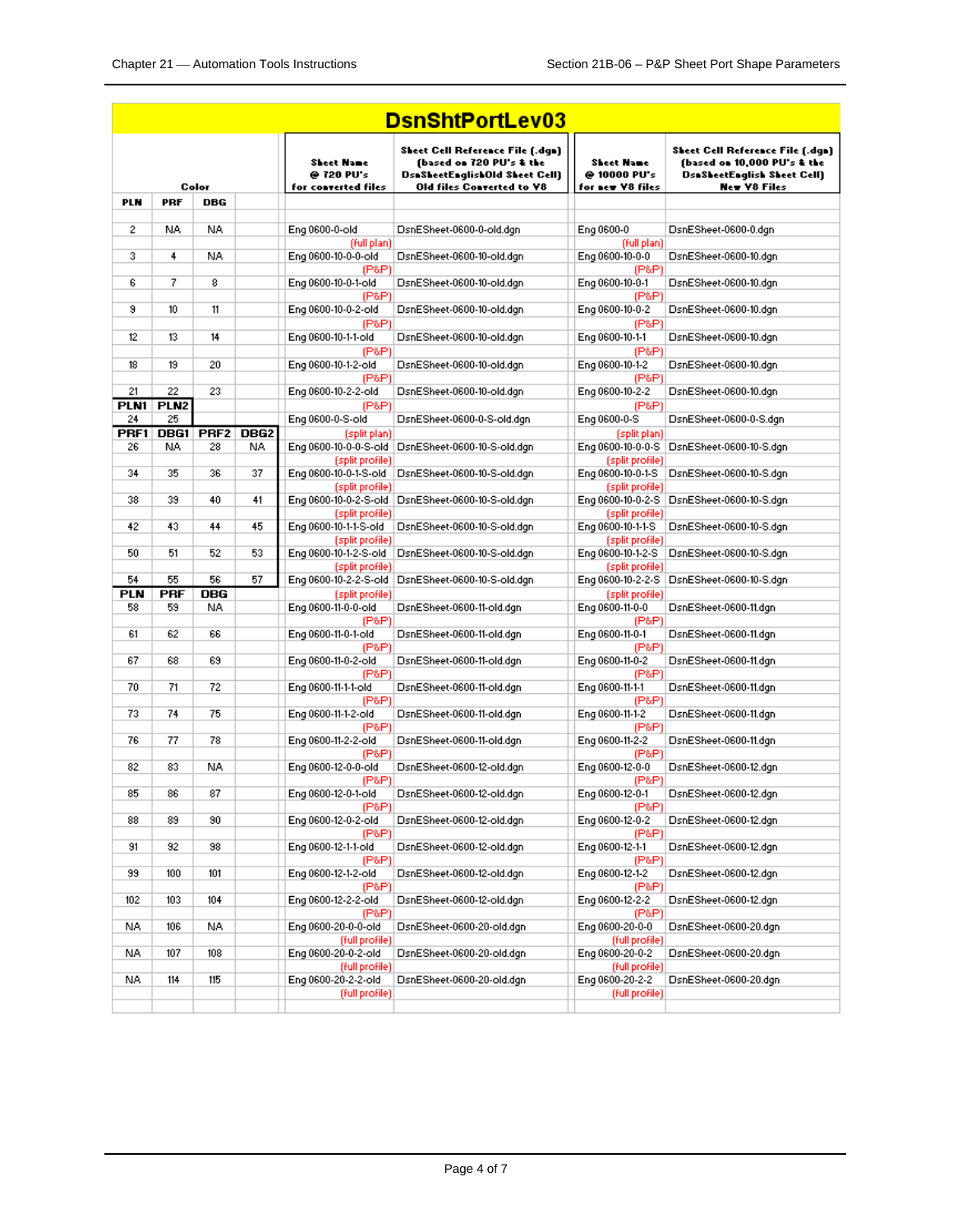# DsnShtPortLev03

| Color | | | | Sheet Name @ 720 PU's for converted files | Sheet Cell Reference File (.dgn) (based on 720 PU's & the DsnSheetEnglishOld Sheet Cell) Old files Converted to V8 | Sheet Name @ 10000 PU's for new V8 files | Sheet Cell Reference File (.dgn) (based on 10,000 PU's & the DsnSheetEnglish Sheet Cell) New V8 Files |
|---|---|---|---|---|---|---|---|
| **PLN** | **PRF** | **DBG** | | | | | |
| 2 | NA | NA | | Eng 0600-0-old (full plan) | DsnESheet-0600-0-old.dgn | Eng 0600-0 (full plan) | DsnESheet-0600-0.dgn |
| 3 | 4 | NA | | Eng 0600-10-0-0-old (P&P) | DsnESheet-0600-10-old.dgn | Eng 0600-10-0-0 (P&P) | DsnESheet-0600-10.dgn |
| 6 | 7 | 8 | | Eng 0600-10-0-1-old (P&P) | DsnESheet-0600-10-old.dgn | Eng 0600-10-0-1 (P&P) | DsnESheet-0600-10.dgn |
| 9 | 10 | 11 | | Eng 0600-10-0-2-old (P&P) | DsnESheet-0600-10-old.dgn | Eng 0600-10-0-2 (P&P) | DsnESheet-0600-10.dgn |
| 12 | 13 | 14 | | Eng 0600-10-1-1-old (P&P) | DsnESheet-0600-10-old.dgn | Eng 0600-10-1-1 (P&P) | DsnESheet-0600-10.dgn |
| 18 | 19 | 20 | | Eng 0600-10-1-2-old (P&P) | DsnESheet-0600-10-old.dgn | Eng 0600-10-1-2 (P&P) | DsnESheet-0600-10.dgn |
| 21 | 22 | 23 | | Eng 0600-10-2-2-old (P&P) | DsnESheet-0600-10-old.dgn | Eng 0600-10-2-2 (P&P) | DsnESheet-0600-10.dgn |
| **PLN1** | **PLN2** | | | | | | |
| 24 | 25 | | | Eng 0600-0-S-old (split plan) | DsnESheet-0600-0-S-old.dgn | Eng 0600-0-S (split plan) | DsnESheet-0600-0-S.dgn |
| **PRF1** | **DBG1** | **PRF2** | **DBG2** | | | | |
| 26 | NA | 28 | NA | Eng 0600-10-0-0-S-old (split profile) | DsnESheet-0600-10-S-old.dgn | Eng 0600-10-0-0-S (split profile) | DsnESheet-0600-10-S.dgn |
| 34 | 35 | 36 | 37 | Eng 0600-10-0-1-S-old (split profile) | DsnESheet-0600-10-S-old.dgn | Eng 0600-10-0-1-S (split profile) | DsnESheet-0600-10-S.dgn |
| 38 | 39 | 40 | 41 | Eng 0600-10-0-2-S-old (split profile) | DsnESheet-0600-10-S-old.dgn | Eng 0600-10-0-2-S (split profile) | DsnESheet-0600-10-S.dgn |
| 42 | 43 | 44 | 45 | Eng 0600-10-1-1-S-old (split profile) | DsnESheet-0600-10-S-old.dgn | Eng 0600-10-1-1-S (split profile) | DsnESheet-0600-10-S.dgn |
| 50 | 51 | 52 | 53 | Eng 0600-10-1-2-S-old (split profile) | DsnESheet-0600-10-S-old.dgn | Eng 0600-10-1-2-S (split profile) | DsnESheet-0600-10-S.dgn |
| 54 | 55 | 56 | 57 | Eng 0600-10-2-2-S-old (split profile) | DsnESheet-0600-10-S-old.dgn | Eng 0600-10-2-2-S (split profile) | DsnESheet-0600-10-S.dgn |
| **PLN** | **PRF** | **DBG** | | | | | |
| 58 | 59 | NA | | Eng 0600-11-0-0-old (P&P) | DsnESheet-0600-11-old.dgn | Eng 0600-11-0-0 (P&P) | DsnESheet-0600-11.dgn |
| 61 | 62 | 66 | | Eng 0600-11-0-1-old (P&P) | DsnESheet-0600-11-old.dgn | Eng 0600-11-0-1 (P&P) | DsnESheet-0600-11.dgn |
| 67 | 68 | 69 | | Eng 0600-11-0-2-old (P&P) | DsnESheet-0600-11-old.dgn | Eng 0600-11-0-2 (P&P) | DsnESheet-0600-11.dgn |
| 70 | 71 | 72 | | Eng 0600-11-1-1-old (P&P) | DsnESheet-0600-11-old.dgn | Eng 0600-11-1-1 (P&P) | DsnESheet-0600-11.dgn |
| 73 | 74 | 75 | | Eng 0600-11-1-2-old (P&P) | DsnESheet-0600-11-old.dgn | Eng 0600-11-1-2 (P&P) | DsnESheet-0600-11.dgn |
| 76 | 77 | 78 | | Eng 0600-11-2-2-old (P&P) | DsnESheet-0600-11-old.dgn | Eng 0600-11-2-2 (P&P) | DsnESheet-0600-11.dgn |
| 82 | 83 | NA | | Eng 0600-12-0-0-old (P&P) | DsnESheet-0600-12-old.dgn | Eng 0600-12-0-0 (P&P) | DsnESheet-0600-12.dgn |
| 85 | 86 | 87 | | Eng 0600-12-0-1-old (P&P) | DsnESheet-0600-12-old.dgn | Eng 0600-12-0-1 (P&P) | DsnESheet-0600-12.dgn |
| 88 | 89 | 90 | | Eng 0600-12-0-2-old (P&P) | DsnESheet-0600-12-old.dgn | Eng 0600-12-0-2 (P&P) | DsnESheet-0600-12.dgn |
| 91 | 92 | 98 | | Eng 0600-12-1-1-old (P&P) | DsnESheet-0600-12-old.dgn | Eng 0600-12-1-1 (P&P) | DsnESheet-0600-12.dgn |
| 99 | 100 | 101 | | Eng 0600-12-1-2-old (P&P) | DsnESheet-0600-12-old.dgn | Eng 0600-12-1-2 (P&P) | DsnESheet-0600-12.dgn |
| 102 | 103 | 104 | | Eng 0600-12-2-2-old (P&P) | DsnESheet-0600-12-old.dgn | Eng 0600-12-2-2 (P&P) | DsnESheet-0600-12.dgn |
| NA | 106 | NA | | Eng 0600-20-0-0-old (full profile) | DsnESheet-0600-20-old.dgn | Eng 0600-20-0-0 (full profile) | DsnESheet-0600-20.dgn |
| NA | 107 | 108 | | Eng 0600-20-0-2-old (full profile) | DsnESheet-0600-20-old.dgn | Eng 0600-20-0-2 (full profile) | DsnESheet-0600-20.dgn |
| NA | 114 | 115 | | Eng 0600-20-2-2-old (full profile) | DsnESheet-0600-20-old.dgn | Eng 0600-20-2-2 (full profile) | DsnESheet-0600-20.dgn |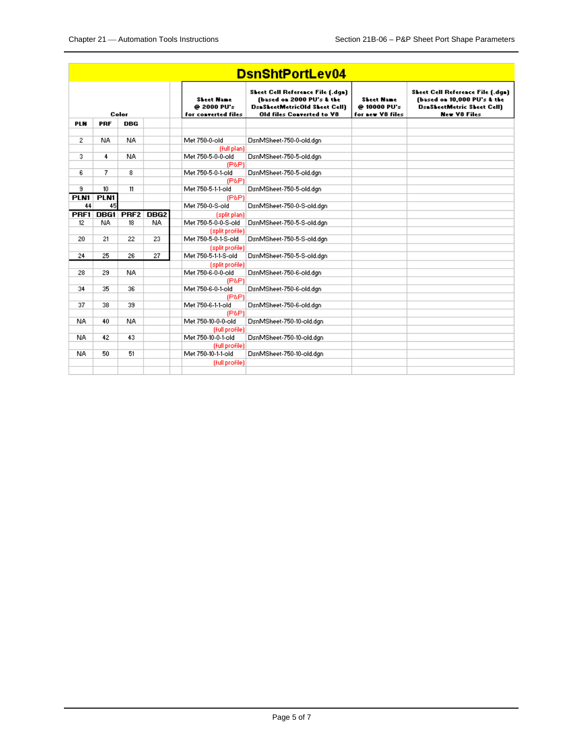# DsnShtPortLev04

| Color | | | | | Sheet Name @ 2000 PU's for converted files | Sheet Cell Reference File (.dgn) (based on 2000 PU's & the DsnSheetMetricOld Sheet Cell) Old files Converted to V8 | Sheet Name @ 10000 PU's for new V8 files | Sheet Cell Reference File (.dgn) (based on 10,000 PU's & the DsnSheetMetric Sheet Cell) New V8 Files |
|---|---|---|---|---|---|---|---|---|
| PLN | PRF | DBG | | | | | | |
| 2 | NA | NA | | | Met 750-0-old (full plan) | DsnMSheet-750-0-old.dgn | | |
| 3 | 4 | NA | | | Met 750-5-0-0-old (P&P) | DsnMSheet-750-5-old.dgn | | |
| 6 | 7 | 8 | | | Met 750-5-0-1-old (P&P) | DsnMSheet-750-5-old.dgn | | |
| 9 | 10 | 11 | | | Met 750-5-1-1-old (P&P) | DsnMSheet-750-5-old.dgn | | |
| PLN1 | PLN1 | | | | | | | |
| 44 | 45 | | | | Met 750-0-S-old (split plan) | DsnMSheet-750-0-S-old.dgn | | |
| PRF1 | DBG1 | PRF2 | DBG2 | | | | | |
| 12 | NA | 18 | NA | | Met 750-5-0-0-S-old (split profile) | DsnMSheet-750-5-S-old.dgn | | |
| 20 | 21 | 22 | 23 | | Met 750-5-0-1-S-old (split profile) | DsnMSheet-750-5-S-old.dgn | | |
| 24 | 25 | 26 | 27 | | Met 750-5-1-1-S-old (split profile) | DsnMSheet-750-5-S-old.dgn | | |
| 28 | 29 | NA | | | Met 750-6-0-0-old (P&P) | DsnMSheet-750-6-old.dgn | | |
| 34 | 35 | 36 | | | Met 750-6-0-1-old (P&P) | DsnMSheet-750-6-old.dgn | | |
| 37 | 38 | 39 | | | Met 750-6-1-1-old (P&P) | DsnMSheet-750-6-old.dgn | | |
| NA | 40 | NA | | | Met 750-10-0-0-old (full profile) | DsnMSheet-750-10-old.dgn | | |
| NA | 42 | 43 | | | Met 750-10-0-1-old (full profile) | DsnMSheet-750-10-old.dgn | | |
| NA | 50 | 51 | | | Met 750-10-1-1-old (full profile) | DsnMSheet-750-10-old.dgn | | |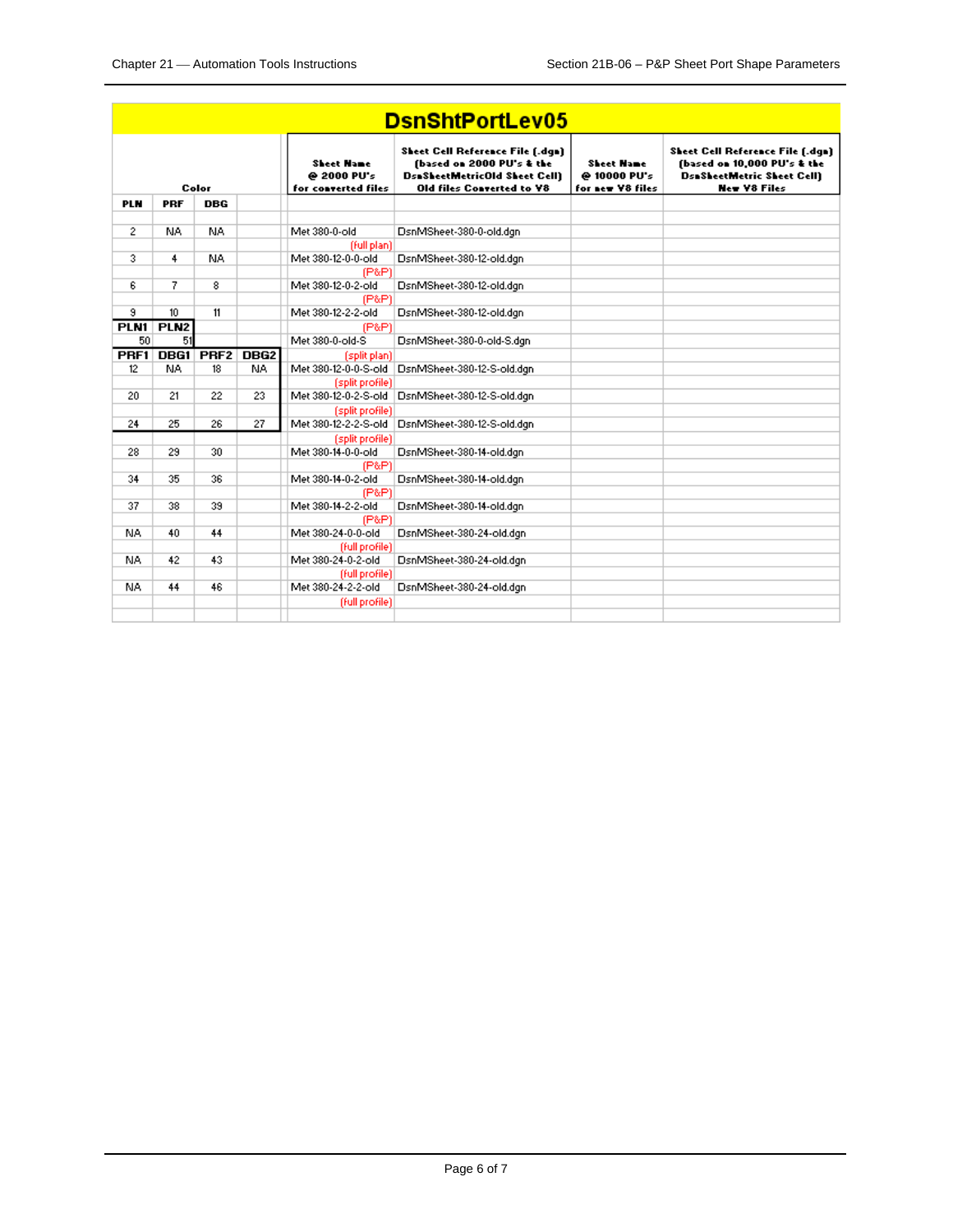| DsnShtPortLev05 | | | | | | | |
|---|---|---|---|---|---|---|---|
| Color | | | | Sheet Name @ 2000 PU's for converted files | Sheet Cell Reference File (.dgn) (based on 2000 PU's & the DsnSheetMetricOld Sheet Cell) Old files Converted to V8 | Sheet Name @ 10000 PU's for new V8 files | Sheet Cell Reference File (.dgn) (based on 10,000 PU's & the DsnSheetMetric Sheet Cell) New V8 Files |
| PLN | PRF | DBG | | | | | |
| | | | | | | | |
| 2 | NA | NA | | Met 380-0-old (full plan) | DsnMSheet-380-0-old.dgn | | |
| 3 | 4 | NA | | Met 380-12-0-0-old (P&P) | DsnMSheet-380-12-old.dgn | | |
| 6 | 7 | 8 | | Met 380-12-0-2-old (P&P) | DsnMSheet-380-12-old.dgn | | |
| 9 | 10 | 11 | | Met 380-12-2-2-old (P&P) | DsnMSheet-380-12-old.dgn | | |
| PLN1 | PLN2 | | | | | | |
| 50 | 51 | | | Met 380-0-old-S (split plan) | DsnMSheet-380-0-old-S.dgn | | |
| PRF1 | DBG1 | PRF2 | DBG2 | | | | |
| 12 | NA | 18 | NA | Met 380-12-0-0-S-old (split profile) | DsnMSheet-380-12-S-old.dgn | | |
| 20 | 21 | 22 | 23 | Met 380-12-0-2-S-old (split profile) | DsnMSheet-380-12-S-old.dgn | | |
| 24 | 25 | 26 | 27 | Met 380-12-2-2-S-old (split profile) | DsnMSheet-380-12-S-old.dgn | | |
| 28 | 29 | 30 | | Met 380-14-0-0-old (P&P) | DsnMSheet-380-14-old.dgn | | |
| 34 | 35 | 36 | | Met 380-14-0-2-old (P&P) | DsnMSheet-380-14-old.dgn | | |
| 37 | 38 | 39 | | Met 380-14-2-2-old (P&P) | DsnMSheet-380-14-old.dgn | | |
| NA | 40 | 44 | | Met 380-24-0-0-old (full profile) | DsnMSheet-380-24-old.dgn | | |
| NA | 42 | 43 | | Met 380-24-0-2-old (full profile) | DsnMSheet-380-24-old.dgn | | |
| NA | 44 | 46 | | Met 380-24-2-2-old (full profile) | DsnMSheet-380-24-old.dgn | | |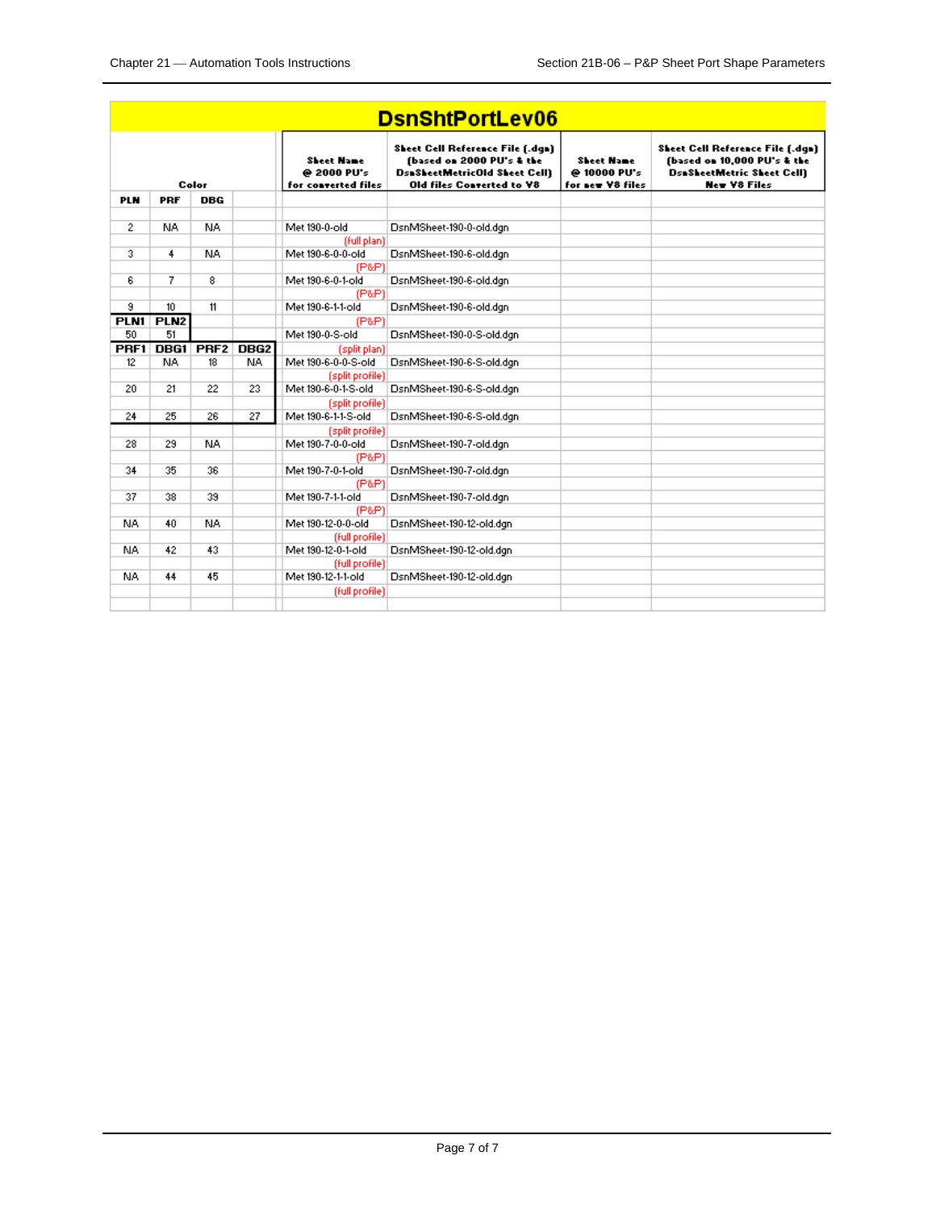## DsnShtPortLev06

| Color | | | | Sheet Name @ 2000 PU's for converted files | Sheet Cell Reference File (.dgn) (based on 2000 PU's & the DsnSheetMetricOld Sheet Cell) Old files Converted to V8 | Sheet Name @ 10000 PU's for new V8 files | Sheet Cell Reference File (.dgn) (based on 10,000 PU's & the DsnSheetMetric Sheet Cell) New V8 Files |
|---|---|---|---|---|---|---|---|
| PLN | PRF | DBG | | | | | |
| | | | | | | | |
| 2 | NA | NA | | Met 190-0-old (full plan) | DsnMSheet-190-0-old.dgn | | |
| 3 | 4 | NA | | Met 190-6-0-0-old (P&P) | DsnMSheet-190-6-old.dgn | | |
| 6 | 7 | 8 | | Met 190-6-0-1-old (P&P) | DsnMSheet-190-6-old.dgn | | |
| 9 | 10 | 11 | | Met 190-6-1-1-old (P&P) | DsnMSheet-190-6-old.dgn | | |
| PLN1 | PLN2 | | | | | | |
| 50 | 51 | | | Met 190-0-S-old (split plan) | DsnMSheet-190-0-S-old.dgn | | |
| PRF1 | DBG1 | PRF2 | DBG2 | | | | |
| 12 | NA | 18 | NA | Met 190-6-0-0-S-old (split profile) | DsnMSheet-190-6-S-old.dgn | | |
| 20 | 21 | 22 | 23 | Met 190-6-0-1-S-old (split profile) | DsnMSheet-190-6-S-old.dgn | | |
| 24 | 25 | 26 | 27 | Met 190-6-1-1-S-old (split profile) | DsnMSheet-190-6-S-old.dgn | | |
| 28 | 29 | NA | | Met 190-7-0-0-old (P&P) | DsnMSheet-190-7-old.dgn | | |
| 34 | 35 | 36 | | Met 190-7-0-1-old (P&P) | DsnMSheet-190-7-old.dgn | | |
| 37 | 38 | 39 | | Met 190-7-1-1-old (P&P) | DsnMSheet-190-7-old.dgn | | |
| NA | 40 | NA | | Met 190-12-0-0-old (full profile) | DsnMSheet-190-12-old.dgn | | |
| NA | 42 | 43 | | Met 190-12-0-1-old (full profile) | DsnMSheet-190-12-old.dgn | | |
| NA | 44 | 45 | | Met 190-12-1-1-old (full profile) | DsnMSheet-190-12-old.dgn | | |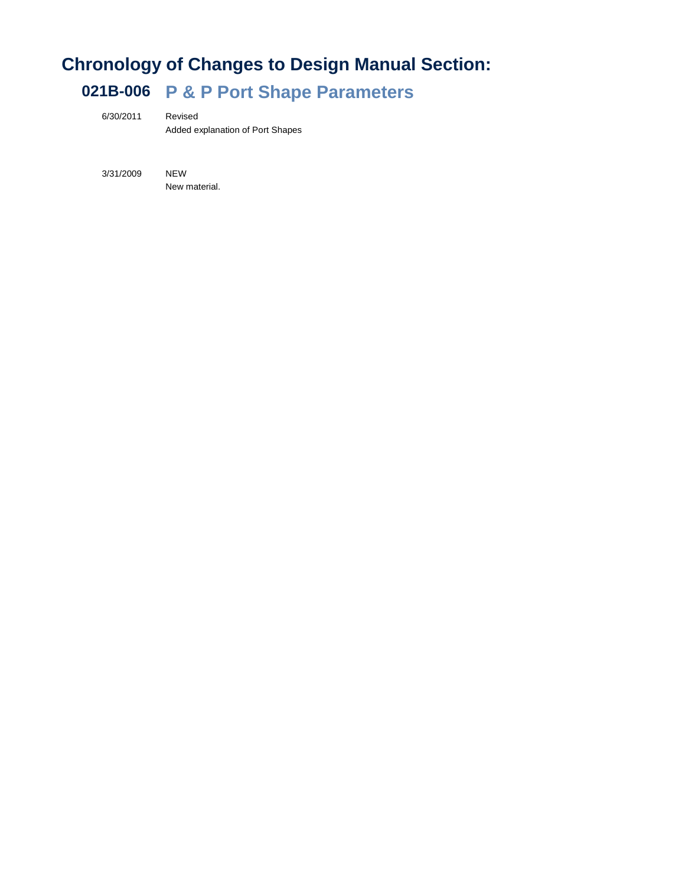# Chronology of Changes to Design Manual Section:

## 021B-006 P & P Port Shape Parameters

| | | |
|---|---|---|
| 6/30/2011 | Revised | |
| | Added explanation of Port Shapes | |
| 3/31/2009 | NEW | |
| | New material. | |